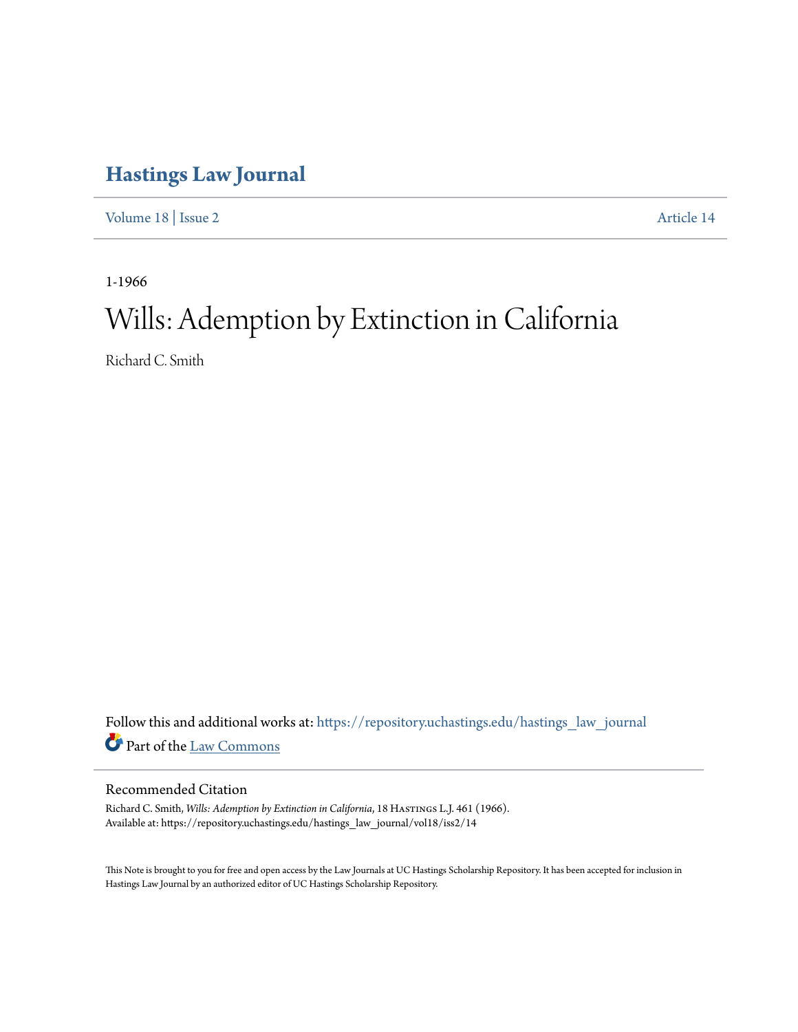# Hastings Law Journal

Volume 18 | Issue 2 Article 14

1-1966

# Wills: Ademption by Extinction in California

Richard C. Smith

Follow this and additional works at: https://repository.uchastings.edu/hastings_law_journal

Part of the Law Commons

## Recommended Citation

Richard C. Smith, *Wills: Ademption by Extinction in California*, 18 Hastings L.J. 461 (1966).
Available at: https://repository.uchastings.edu/hastings_law_journal/vol18/iss2/14

This Note is brought to you for free and open access by the Law Journals at UC Hastings Scholarship Repository. It has been accepted for inclusion in Hastings Law Journal by an authorized editor of UC Hastings Scholarship Repository.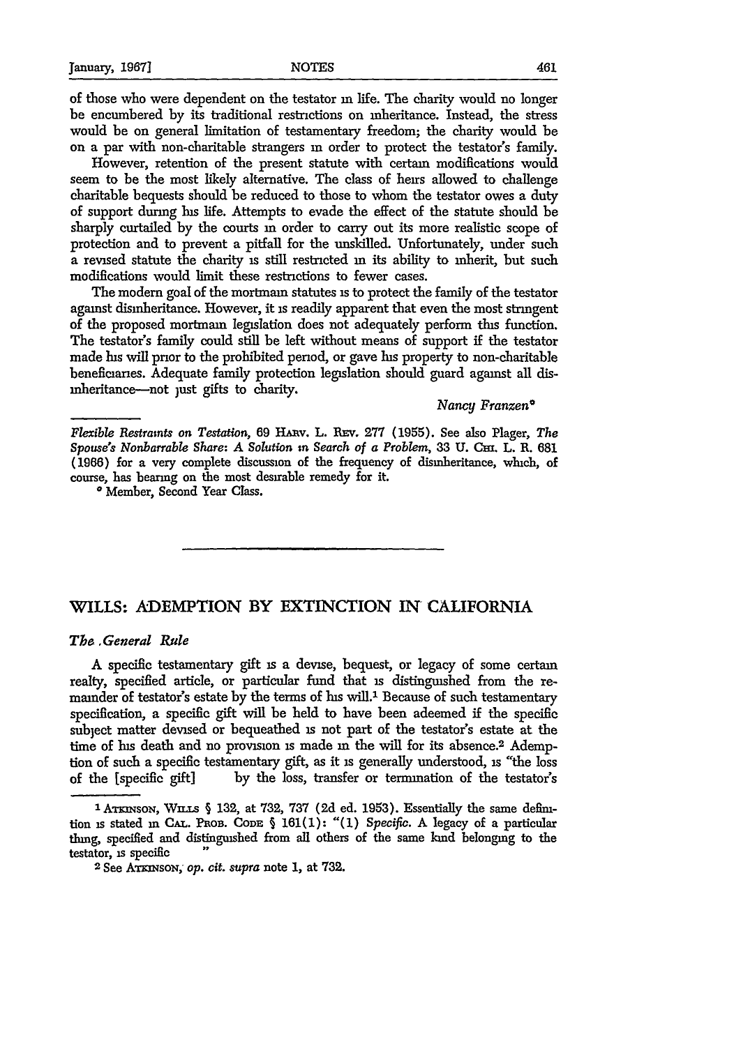of those who were dependent on the testator in life. The charity would no longer be encumbered by its traditional restrictions on inheritance. Instead, the stress would be on general limitation of testamentary freedom; the charity would be on a par with non-charitable strangers in order to protect the testator's family.

However, retention of the present statute with certain modifications would seem to be the most likely alternative. The class of heirs allowed to challenge charitable bequests should be reduced to those to whom the testator owes a duty of support during his life. Attempts to evade the effect of the statute should be sharply curtailed by the courts in order to carry out its more realistic scope of protection and to prevent a pitfall for the unskilled. Unfortunately, under such a revised statute the charity is still restricted in its ability to inherit, but such modifications would limit these restrictions to fewer cases.

The modern goal of the mortmain statutes is to protect the family of the testator against disinheritance. However, it is readily apparent that even the most stringent of the proposed mortmain legislation does not adequately perform this function. The testator's family could still be left without means of support if the testator made his will prior to the prohibited period, or gave his property to non-charitable beneficiaries. Adequate family protection legislation should guard against all disinheritance—not just gifts to charity.

*Nancy Franzen**

*Flexible Restraints on Testation*, 69 HARV. L. REV. 277 (1955). See also Plager, *The Spouse's Nonbarrable Share: A Solution in Search of a Problem*, 33 U. CHI. L. R. 681 (1966) for a very complete discussion of the frequency of disinheritance, which, of course, has bearing on the most desirable remedy for it.

* Member, Second Year Class.

---

# WILLS: ADEMPTION BY EXTINCTION IN CALIFORNIA

## *The General Rule*

A specific testamentary gift is a devise, bequest, or legacy of some certain realty, specified article, or particular fund that is distinguished from the remainder of testator's estate by the terms of his will.[1] Because of such testamentary specification, a specific gift will be held to have been adeemed if the specific subject matter devised or bequeathed is not part of the testator's estate at the time of his death and no provision is made in the will for its absence.[2] Ademption of such a specific testamentary gift, as it is generally understood, is "the loss of the [specific gift] by the loss, transfer or termination of the testator's

[1] ATKINSON, WILLS § 132, at 732, 737 (2d ed. 1953). Essentially the same definition is stated in CAL. PROB. CODE § 161(1): "(1) *Specific*. A legacy of a particular thing, specified and distinguished from all others of the same kind belonging to the testator, is specific "

[2] See ATKINSON, *op. cit. supra* note 1, at 732.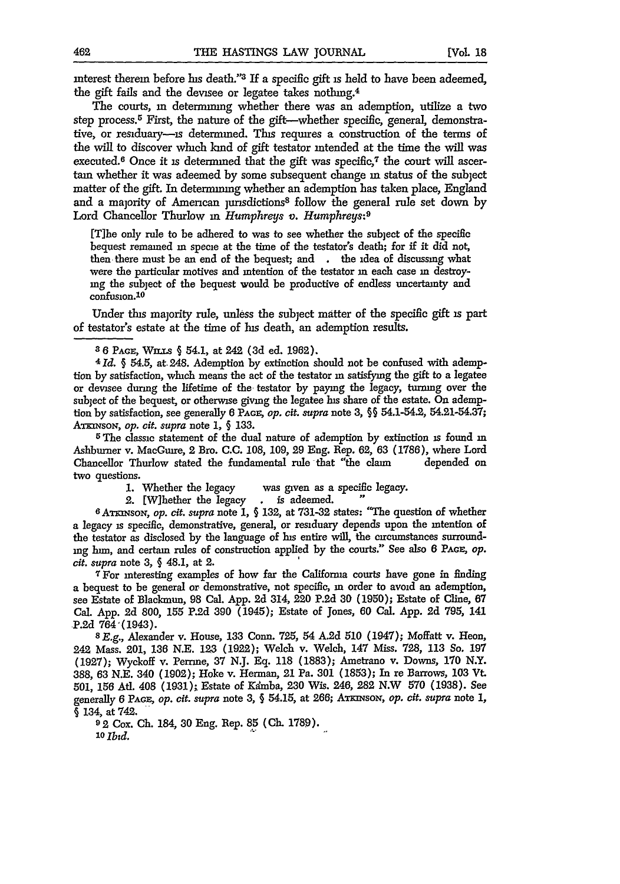interest therein before his death."[3] If a specific gift is held to have been adeemed, the gift fails and the devisee or legatee takes nothing.[4]

The courts, in determining whether there was an ademption, utilize a two step process.[5] First, the nature of the gift—whether specific, general, demonstrative, or residuary—is determined. This requires a construction of the terms of the will to discover which kind of gift testator intended at the time the will was executed.[6] Once it is determined that the gift was specific,[7] the court will ascertain whether it was adeemed by some subsequent change in status of the subject matter of the gift. In determining whether an ademption has taken place, England and a majority of American jurisdictions[8] follow the general rule set down by Lord Chancellor Thurlow in *Humphreys v. Humphreys*:[9]

> [T]he only rule to be adhered to was to see whether the subject of the specific bequest remained in specie at the time of the testator's death; for if it did not, then there must be an end of the bequest; and . the idea of discussing what were the particular motives and intention of the testator in each case in destroying the subject of the bequest would be productive of endless uncertainty and confusion.[10]

Under this majority rule, unless the subject matter of the specific gift is part of testator's estate at the time of his death, an ademption results.

---

[3] 6 PAGE, WILLS § 54.1, at 242 (3d ed. 1962).

[4] *Id.* § 54.5, at 248. Ademption by extinction should not be confused with ademption by satisfaction, which means the act of the testator in satisfying the gift to a legatee or devisee during the lifetime of the testator by paying the legacy, turning over the subject of the bequest, or otherwise giving the legatee his share of the estate. On ademption by satisfaction, see generally 6 PAGE, *op. cit. supra* note 3, §§ 54.1-54.2, 54.21-54.37; ATKINSON, *op. cit. supra* note 1, § 133.

[5] The classic statement of the dual nature of ademption by extinction is found in Ashburner v. MacGuire, 2 Bro. C.C. 108, 109, 29 Eng. Rep. 62, 63 (1786), where Lord Chancellor Thurlow stated the fundamental rule that "the claim depended on two questions.

1. Whether the legacy was given as a specific legacy.
2. [W]hether the legacy . is adeemed. "

[6] ATKINSON, *op. cit. supra* note 1, § 132, at 731-32 states: "The question of whether a legacy is specific, demonstrative, general, or residuary depends upon the intention of the testator as disclosed by the language of his entire will, the circumstances surrounding him, and certain rules of construction applied by the courts." See also 6 PAGE, *op. cit. supra* note 3, § 48.1, at 2.

[7] For interesting examples of how far the California courts have gone in finding a bequest to be general or demonstrative, not specific, in order to avoid an ademption, see Estate of Blackmun, 98 Cal. App. 2d 314, 220 P.2d 30 (1950); Estate of Cline, 67 Cal. App. 2d 800, 155 P.2d 390 (1945); Estate of Jones, 60 Cal. App. 2d 795, 141 P.2d 764 (1943).

[8] *E.g.*, Alexander v. House, 133 Conn. 725, 54 A.2d 510 (1947); Moffatt v. Heon, 242 Mass. 201, 136 N.E. 123 (1922); Welch v. Welch, 147 Miss. 728, 113 So. 197 (1927); Wyckoff v. Perrine, 37 N.J. Eq. 118 (1883); Ametrano v. Downs, 170 N.Y. 388, 63 N.E. 340 (1902); Hoke v. Herman, 21 Pa. 301 (1853); In re Barrows, 103 Vt. 501, 156 Atl. 408 (1931); Estate of Kamba, 230 Wis. 246, 282 N.W 570 (1938). See generally 6 PAGE, *op. cit. supra* note 3, § 54.15, at 266; ATKINSON, *op. cit. supra* note 1, § 134, at 742.

[9] 2 Cox. Ch. 184, 30 Eng. Rep. 85 (Ch. 1789).

[10] *Ibid.*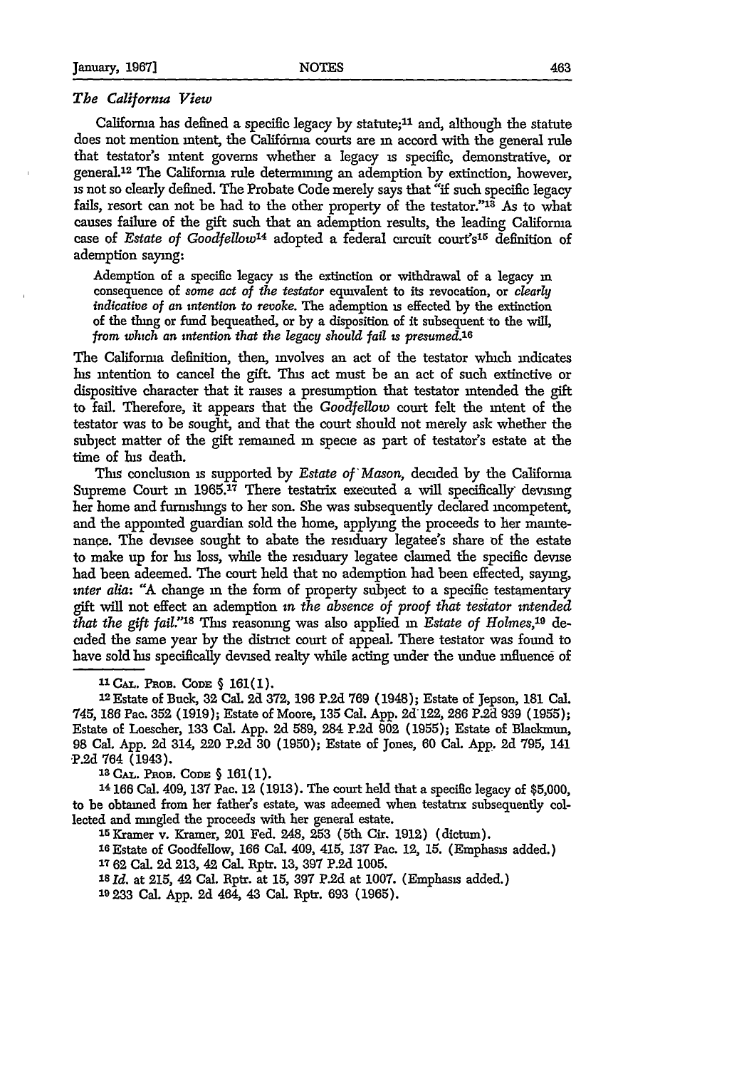### *The California View*

California has defined a specific legacy by statute;[11] and, although the statute does not mention intent, the California courts are in accord with the general rule that testator's intent governs whether a legacy is specific, demonstrative, or general.[12] The California rule determining an ademption by extinction, however, is not so clearly defined. The Probate Code merely says that "if such specific legacy fails, resort can not be had to the other property of the testator."[13] As to what causes failure of the gift such that an ademption results, the leading California case of *Estate of Goodfellow*[14] adopted a federal circuit court's[15] definition of ademption saying:

> Ademption of a specific legacy is the extinction or withdrawal of a legacy in consequence of *some act of the testator* equivalent to its revocation, or *clearly indicative of an intention to revoke*. The ademption is effected by the extinction of the thing or fund bequeathed, or by a disposition of it subsequent to the will, *from which an intention that the legacy should fail is presumed*.[16]

The California definition, then, involves an act of the testator which indicates his intention to cancel the gift. This act must be an act of such extinctive or dispositive character that it raises a presumption that testator intended the gift to fail. Therefore, it appears that the *Goodfellow* court felt the intent of the testator was to be sought, and that the court should not merely ask whether the subject matter of the gift remained in specie as part of testator's estate at the time of his death.

This conclusion is supported by *Estate of Mason*, decided by the California Supreme Court in 1965.[17] There testatrix executed a will specifically devising her home and furnishings to her son. She was subsequently declared incompetent, and the appointed guardian sold the home, applying the proceeds to her maintenance. The devisee sought to abate the residuary legatee's share of the estate to make up for his loss, while the residuary legatee claimed the specific devise had been adeemed. The court held that no ademption had been effected, saying, *inter alia*: "A change in the form of property subject to a specific testamentary gift will not effect an ademption *in the absence of proof that testator intended that the gift fail*."[18] This reasoning was also applied in *Estate of Holmes*,[19] decided the same year by the district court of appeal. There testator was found to have sold his specifically devised realty while acting under the undue influence of

---

[11] CAL. PROB. CODE § 161(1).

[12] Estate of Buck, 32 Cal. 2d 372, 196 P.2d 769 (1948); Estate of Jepson, 181 Cal. 745, 186 Pac. 352 (1919); Estate of Moore, 135 Cal. App. 2d 122, 286 P.2d 939 (1955); Estate of Loescher, 133 Cal. App. 2d 589, 284 P.2d 902 (1955); Estate of Blackmun, 98 Cal. App. 2d 314, 220 P.2d 30 (1950); Estate of Jones, 60 Cal. App. 2d 795, 141 P.2d 764 (1943).

[13] CAL. PROB. CODE § 161(1).

[14] 166 Cal. 409, 137 Pac. 12 (1913). The court held that a specific legacy of $5,000, to be obtained from her father's estate, was adeemed when testatrix subsequently collected and mingled the proceeds with her general estate.

[15] Kramer v. Kramer, 201 Fed. 248, 253 (5th Cir. 1912) (dictum).

[16] Estate of Goodfellow, 166 Cal. 409, 415, 137 Pac. 12, 15. (Emphasis added.)

[17] 62 Cal. 2d 213, 42 Cal. Rptr. 13, 397 P.2d 1005.

[18] *Id.* at 215, 42 Cal. Rptr. at 15, 397 P.2d at 1007. (Emphasis added.)

[19] 233 Cal. App. 2d 464, 43 Cal. Rptr. 693 (1965).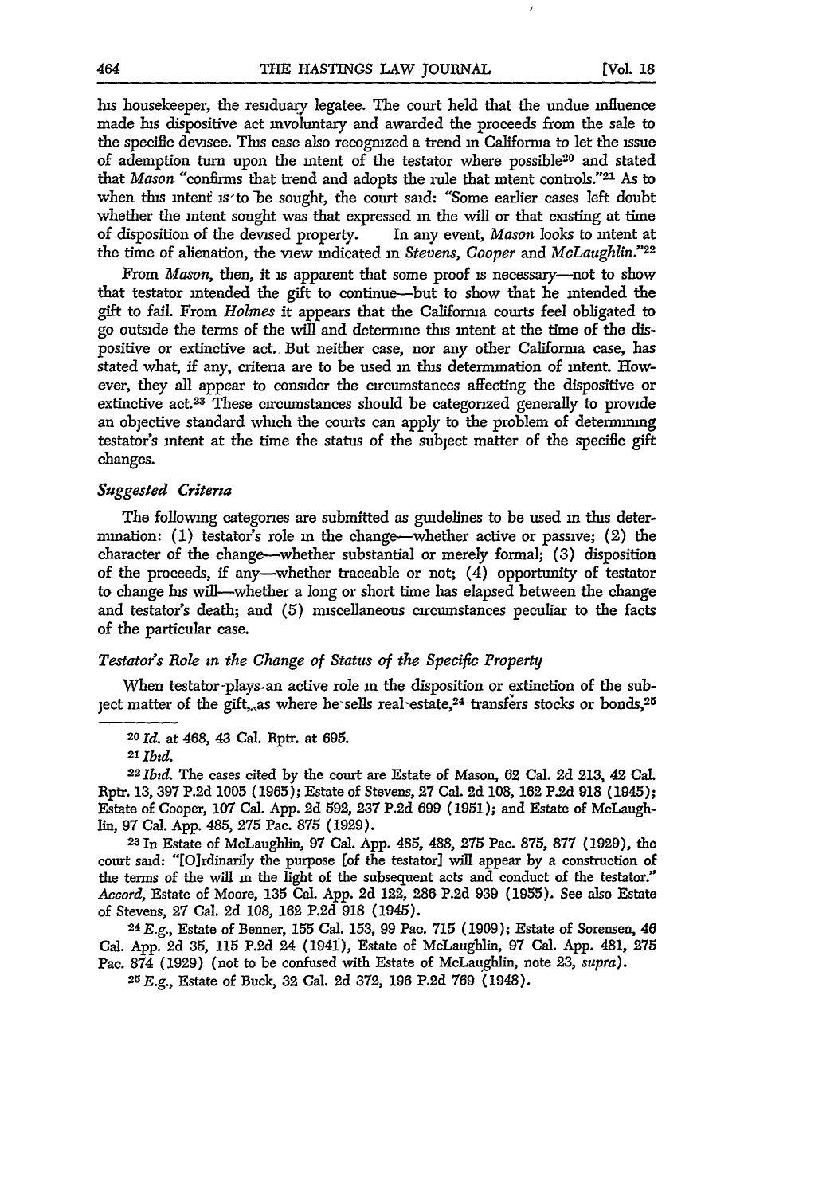his housekeeper, the residuary legatee. The court held that the undue influence made his dispositive act involuntary and awarded the proceeds from the sale to the specific devisee. This case also recognized a trend in California to let the issue of ademption turn upon the intent of the testator where possible[20] and stated that *Mason* "confirms that trend and adopts the rule that intent controls."[21] As to when this intent is to be sought, the court said: "Some earlier cases left doubt whether the intent sought was that expressed in the will or that existing at time of disposition of the devised property. In any event, *Mason* looks to intent at the time of alienation, the view indicated in *Stevens, Cooper* and *McLaughlin*."[22]

From *Mason*, then, it is apparent that some proof is necessary—not to show that testator intended the gift to continue—but to show that he intended the gift to fail. From *Holmes* it appears that the California courts feel obligated to go outside the terms of the will and determine this intent at the time of the dispositive or extinctive act. But neither case, nor any other California case, has stated what, if any, criteria are to be used in this determination of intent. However, they all appear to consider the circumstances affecting the dispositive or extinctive act.[23] These circumstances should be categorized generally to provide an objective standard which the courts can apply to the problem of determining testator's intent at the time the status of the subject matter of the specific gift changes.

### *Suggested Criteria*

The following categories are submitted as guidelines to be used in this determination: (1) testator's role in the change—whether active or passive; (2) the character of the change—whether substantial or merely formal; (3) disposition of the proceeds, if any—whether traceable or not; (4) opportunity of testator to change his will—whether a long or short time has elapsed between the change and testator's death; and (5) miscellaneous circumstances peculiar to the facts of the particular case.

### *Testator's Role in the Change of Status of the Specific Property*

When testator plays an active role in the disposition or extinction of the subject matter of the gift, as where he sells real estate,[24] transfers stocks or bonds,[25]

---

[20] *Id.* at 468, 43 Cal. Rptr. at 695.

[21] *Ibid.*

[22] *Ibid.* The cases cited by the court are Estate of Mason, 62 Cal. 2d 213, 42 Cal. Rptr. 13, 397 P.2d 1005 (1965); Estate of Stevens, 27 Cal. 2d 108, 162 P.2d 918 (1945); Estate of Cooper, 107 Cal. App. 2d 592, 237 P.2d 699 (1951); and Estate of McLaughlin, 97 Cal. App. 485, 275 Pac. 875 (1929).

[23] In Estate of McLaughlin, 97 Cal. App. 485, 488, 275 Pac. 875, 877 (1929), the court said: "[O]rdinarily the purpose [of the testator] will appear by a construction of the terms of the will in the light of the subsequent acts and conduct of the testator." *Accord*, Estate of Moore, 135 Cal. App. 2d 122, 286 P.2d 939 (1955). See also Estate of Stevens, 27 Cal. 2d 108, 162 P.2d 918 (1945).

[24] *E.g.*, Estate of Benner, 155 Cal. 153, 99 Pac. 715 (1909); Estate of Sorensen, 46 Cal. App. 2d 35, 115 P.2d 24 (1941), Estate of McLaughlin, 97 Cal. App. 481, 275 Pac. 874 (1929) (not to be confused with Estate of McLaughlin, note 23, *supra*).

[25] *E.g.*, Estate of Buck, 32 Cal. 2d 372, 196 P.2d 769 (1948).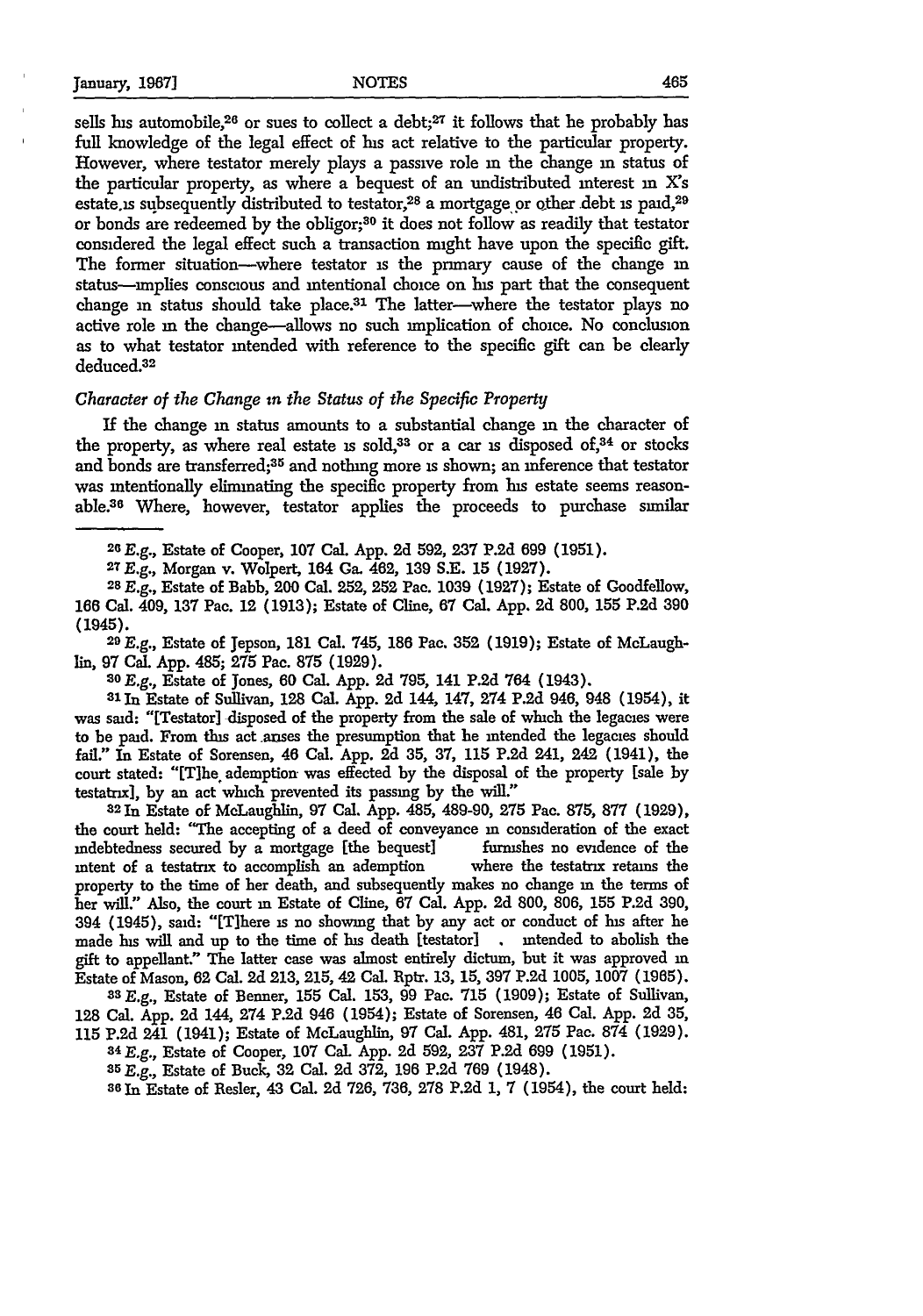sells his automobile,[26] or sues to collect a debt;[27] it follows that he probably has full knowledge of the legal effect of his act relative to the particular property. However, where testator merely plays a passive role in the change in status of the particular property, as where a bequest of an undistributed interest in X's estate is subsequently distributed to testator,[28] a mortgage or other debt is paid,[29] or bonds are redeemed by the obligor;[30] it does not follow as readily that testator considered the legal effect such a transaction might have upon the specific gift. The former situation—where testator is the primary cause of the change in status—implies conscious and intentional choice on his part that the consequent change in status should take place.[31] The latter—where the testator plays no active role in the change—allows no such implication of choice. No conclusion as to what testator intended with reference to the specific gift can be clearly deduced.[32]

*Character of the Change in the Status of the Specific Property*

If the change in status amounts to a substantial change in the character of the property, as where real estate is sold,[33] or a car is disposed of,[34] or stocks and bonds are transferred;[35] and nothing more is shown; an inference that testator was intentionally eliminating the specific property from his estate seems reasonable.[36] Where, however, testator applies the proceeds to purchase similar

---

[26] *E.g.*, Estate of Cooper, 107 Cal. App. 2d 592, 237 P.2d 699 (1951).

[27] *E.g.*, Morgan v. Wolpert, 164 Ga. 462, 139 S.E. 15 (1927).

[28] *E.g.*, Estate of Babb, 200 Cal. 252, 252 Pac. 1039 (1927); Estate of Goodfellow, 166 Cal. 409, 137 Pac. 12 (1913); Estate of Cline, 67 Cal. App. 2d 800, 155 P.2d 390 (1945).

[29] *E.g.*, Estate of Jepson, 181 Cal. 745, 186 Pac. 352 (1919); Estate of McLaughlin, 97 Cal. App. 485, 275 Pac. 875 (1929).

[30] *E.g.*, Estate of Jones, 60 Cal. App. 2d 795, 141 P.2d 764 (1943).

[31] In Estate of Sullivan, 128 Cal. App. 2d 144, 147, 274 P.2d 946, 948 (1954), it was said: "[Testator] disposed of the property from the sale of which the legacies were to be paid. From this act arises the presumption that he intended the legacies should fail." In Estate of Sorensen, 46 Cal. App. 2d 35, 37, 115 P.2d 241, 242 (1941), the court stated: "[T]he ademption was effected by the disposal of the property [sale by testatrix], by an act which prevented its passing by the will."

[32] In Estate of McLaughlin, 97 Cal. App. 485, 489-90, 275 Pac. 875, 877 (1929), the court held: "The accepting of a deed of conveyance in consideration of the exact indebtedness secured by a mortgage [the bequest] . . . furnishes no evidence of the intent of a testatrix to accomplish an ademption . . . where the testatrix retains the property to the time of her death, and subsequently makes no change in the terms of her will." Also, the court in Estate of Cline, 67 Cal. App. 2d 800, 806, 155 P.2d 390, 394 (1945), said: "[T]here is no showing that by any act or conduct of his after he made his will and up to the time of his death [testator] . . . intended to abolish the gift to appellant." The latter case was almost entirely dictum, but it was approved in Estate of Mason, 62 Cal. 2d 213, 215, 42 Cal. Rptr. 13, 15, 397 P.2d 1005, 1007 (1965).

[33] *E.g.*, Estate of Benner, 155 Cal. 153, 99 Pac. 715 (1909); Estate of Sullivan, 128 Cal. App. 2d 144, 274 P.2d 946 (1954); Estate of Sorensen, 46 Cal. App. 2d 35, 115 P.2d 241 (1941); Estate of McLaughlin, 97 Cal. App. 481, 275 Pac. 874 (1929).

[34] *E.g.*, Estate of Cooper, 107 Cal. App. 2d 592, 237 P.2d 699 (1951).

[35] *E.g.*, Estate of Buck, 32 Cal. 2d 372, 196 P.2d 769 (1948).

[36] In Estate of Resler, 43 Cal. 2d 726, 736, 278 P.2d 1, 7 (1954), the court held: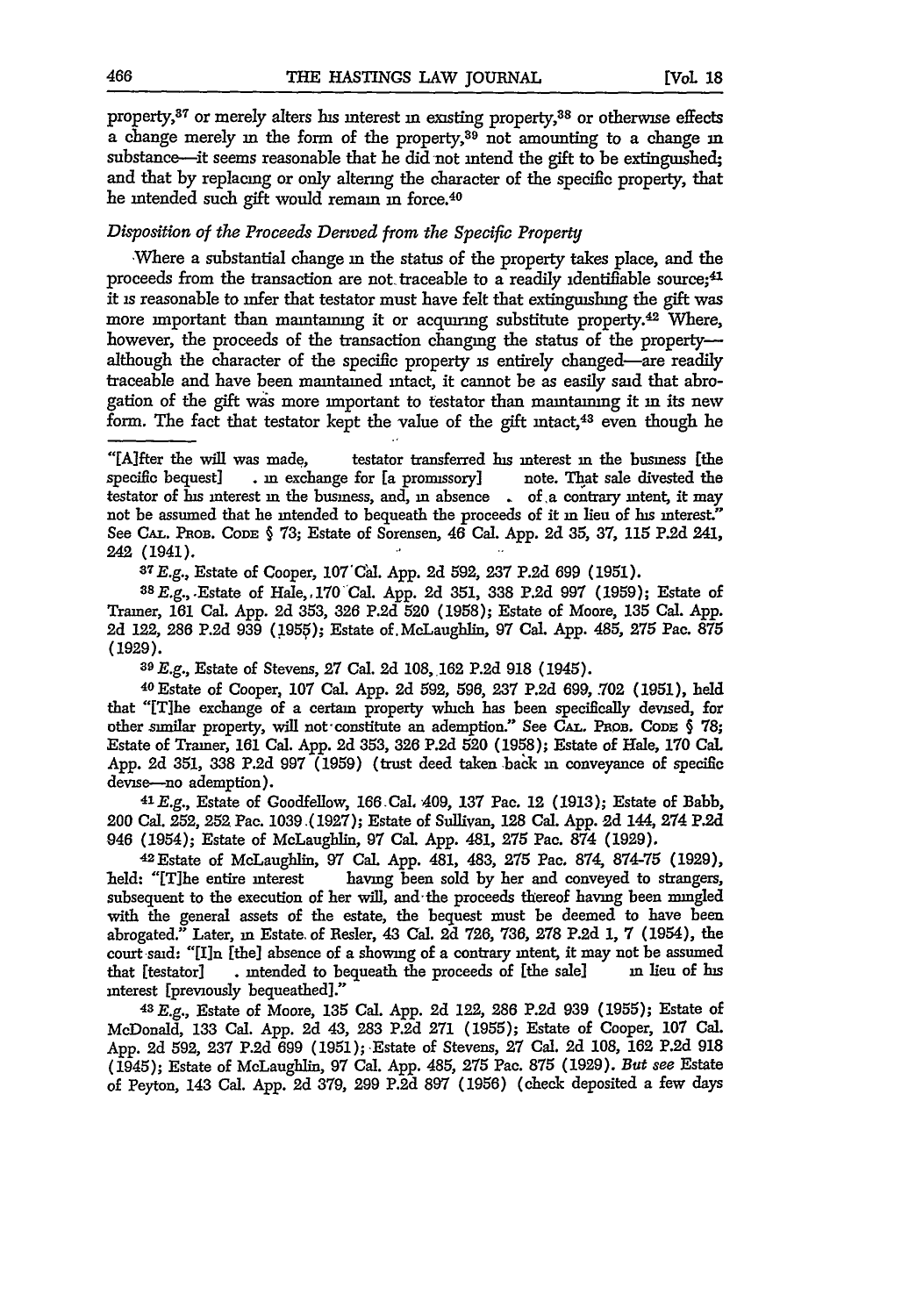property,[37] or merely alters his interest in existing property,[38] or otherwise effects a change merely in the form of the property,[39] not amounting to a change in substance—it seems reasonable that he did not intend the gift to be extinguished; and that by replacing or only altering the character of the specific property, that he intended such gift would remain in force.[40]

### *Disposition of the Proceeds Derived from the Specific Property*

Where a substantial change in the status of the property takes place, and the proceeds from the transaction are not traceable to a readily identifiable source;[41] it is reasonable to infer that testator must have felt that extinguishing the gift was more important than maintaining it or acquiring substitute property.[42] Where, however, the proceeds of the transaction changing the status of the property—although the character of the specific property is entirely changed—are readily traceable and have been maintained intact, it cannot be as easily said that abrogation of the gift was more important to testator than maintaining it in its new form. The fact that testator kept the value of the gift intact,[43] even though he

---

"[A]fter the will was made, testator transferred his interest in the business [the specific bequest] . in exchange for [a promissory] note. That sale divested the testator of his interest in the business, and, in absence . of a contrary intent, it may not be assumed that he intended to bequeath the proceeds of it in lieu of his interest." See CAL. PROB. CODE § 73; Estate of Sorensen, 46 Cal. App. 2d 35, 37, 115 P.2d 241, 242 (1941).

[37] *E.g.*, Estate of Cooper, 107 Cal. App. 2d 592, 237 P.2d 699 (1951).

[38] *E.g.*, Estate of Hale, 170 Cal. App. 2d 351, 338 P.2d 997 (1959); Estate of Tramer, 161 Cal. App. 2d 353, 326 P.2d 520 (1958); Estate of Moore, 135 Cal. App. 2d 122, 286 P.2d 939 (1955); Estate of McLaughlin, 97 Cal. App. 485, 275 Pac. 875 (1929).

[39] *E.g.*, Estate of Stevens, 27 Cal. 2d 108, 162 P.2d 918 (1945).

[40] Estate of Cooper, 107 Cal. App. 2d 592, 596, 237 P.2d 699, 702 (1951), held that "[T]he exchange of a certain property which has been specifically devised, for other similar property, will not constitute an ademption." See CAL. PROB. CODE § 78; Estate of Tramer, 161 Cal. App. 2d 353, 326 P.2d 520 (1958); Estate of Hale, 170 Cal. App. 2d 351, 338 P.2d 997 (1959) (trust deed taken back in conveyance of specific devise—no ademption).

[41] *E.g.*, Estate of Goodfellow, 166 Cal. 409, 137 Pac. 12 (1913); Estate of Babb, 200 Cal. 252, 252 Pac. 1039 (1927); Estate of Sullivan, 128 Cal. App. 2d 144, 274 P.2d 946 (1954); Estate of McLaughlin, 97 Cal. App. 481, 275 Pac. 874 (1929).

[42] Estate of McLaughlin, 97 Cal. App. 481, 483, 275 Pac. 874, 874-75 (1929), held: "[T]he entire interest having been sold by her and conveyed to strangers, subsequent to the execution of her will, and the proceeds thereof having been mingled with the general assets of the estate, the bequest must be deemed to have been abrogated." Later, in Estate of Resler, 43 Cal. 2d 726, 736, 278 P.2d 1, 7 (1954), the court said: "[I]n [the] absence of a showing of a contrary intent, it may not be assumed that [testator] . intended to bequeath the proceeds of [the sale] in lieu of his interest [previously bequeathed]."

[43] *E.g.*, Estate of Moore, 135 Cal. App. 2d 122, 286 P.2d 939 (1955); Estate of McDonald, 133 Cal. App. 2d 43, 283 P.2d 271 (1955); Estate of Cooper, 107 Cal. App. 2d 592, 237 P.2d 699 (1951); Estate of Stevens, 27 Cal. 2d 108, 162 P.2d 918 (1945); Estate of McLaughlin, 97 Cal. App. 485, 275 Pac. 875 (1929). *But see* Estate of Peyton, 143 Cal. App. 2d 379, 299 P.2d 897 (1956) (check deposited a few days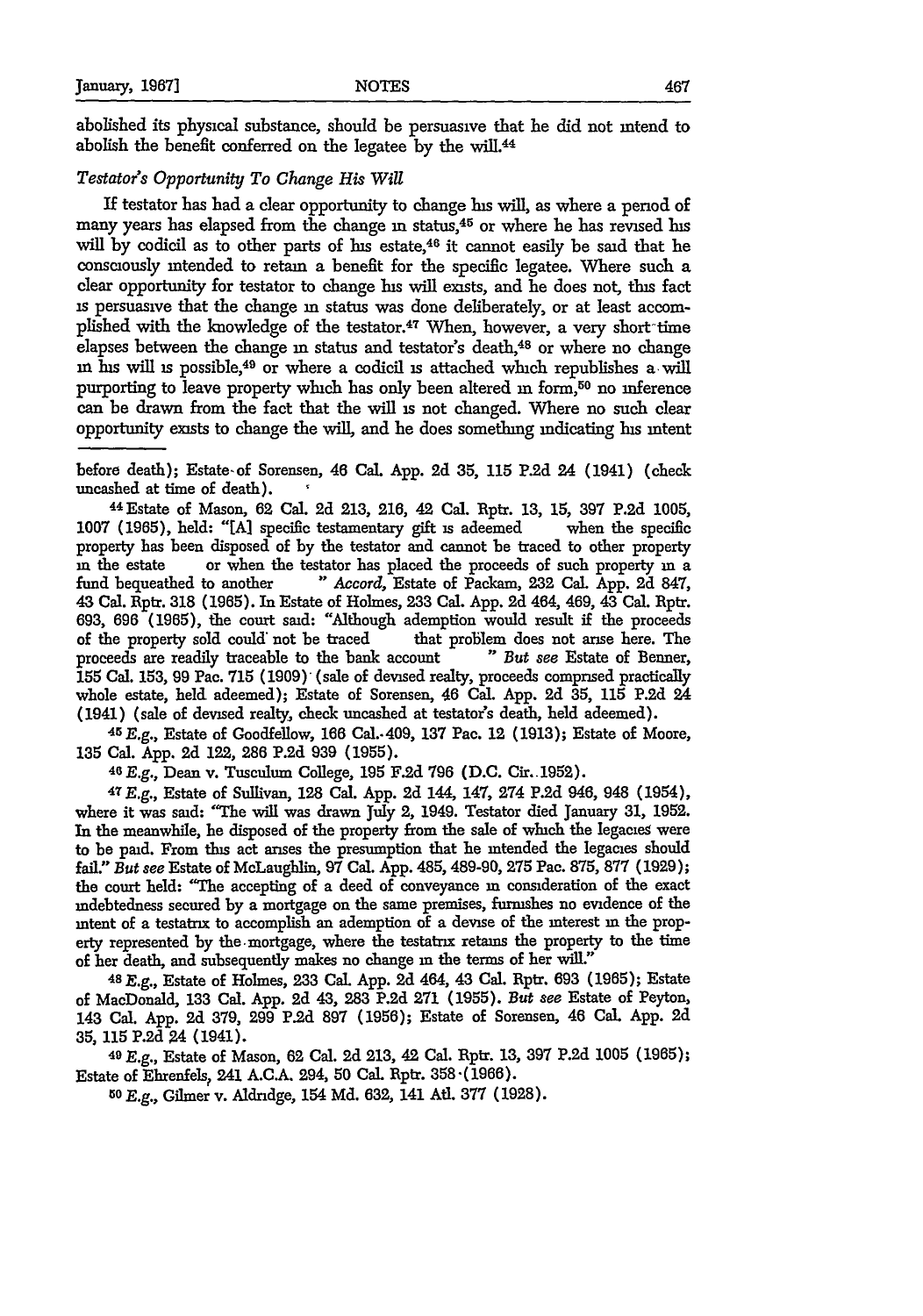abolished its physical substance, should be persuasive that he did not intend to abolish the benefit conferred on the legatee by the will.[44]

### *Testator's Opportunity To Change His Will*

If testator has had a clear opportunity to change his will, as where a period of many years has elapsed from the change in status,[45] or where he has revised his will by codicil as to other parts of his estate,[46] it cannot easily be said that he consciously intended to retain a benefit for the specific legatee. Where such a clear opportunity for testator to change his will exists, and he does not, this fact is persuasive that the change in status was done deliberately, or at least accomplished with the knowledge of the testator.[47] When, however, a very short time elapses between the change in status and testator's death,[48] or where no change in his will is possible,[49] or where a codicil is attached which republishes a will purporting to leave property which has only been altered in form,[50] no inference can be drawn from the fact that the will is not changed. Where no such clear opportunity exists to change the will, and he does something indicating his intent

---

before death); Estate of Sorensen, 46 Cal. App. 2d 35, 115 P.2d 24 (1941) (check uncashed at time of death).

[44] Estate of Mason, 62 Cal. 2d 213, 216, 42 Cal. Rptr. 13, 15, 397 P.2d 1005, 1007 (1965), held: "[A] specific testamentary gift is adeemed when the specific property has been disposed of by the testator and cannot be traced to other property in the estate or when the testator has placed the proceeds of such property in a fund bequeathed to another " *Accord*, Estate of Packam, 232 Cal. App. 2d 847, 43 Cal. Rptr. 318 (1965). In Estate of Holmes, 233 Cal. App. 2d 464, 469, 43 Cal. Rptr. 693, 696 (1965), the court said: "Although ademption would result if the proceeds of the property sold could not be traced that problem does not arise here. The proceeds are readily traceable to the bank account " *But see* Estate of Benner, 155 Cal. 153, 99 Pac. 715 (1909) (sale of devised realty, proceeds comprised practically whole estate, held adeemed); Estate of Sorensen, 46 Cal. App. 2d 35, 115 P.2d 24 (1941) (sale of devised realty, check uncashed at testator's death, held adeemed).

[45] *E.g.*, Estate of Goodfellow, 166 Cal. 409, 137 Pac. 12 (1913); Estate of Moore, 135 Cal. App. 2d 122, 286 P.2d 939 (1955).

[46] *E.g.*, Dean v. Tusculum College, 195 F.2d 796 (D.C. Cir. 1952).

[47] *E.g.*, Estate of Sullivan, 128 Cal. App. 2d 144, 147, 274 P.2d 946, 948 (1954), where it was said: "The will was drawn July 2, 1949. Testator died January 31, 1952. In the meanwhile, he disposed of the property from the sale of which the legacies were to be paid. From this act arises the presumption that he intended the legacies should fail." *But see* Estate of McLaughlin, 97 Cal. App. 485, 489-90, 275 Pac. 875, 877 (1929); the court held: "The accepting of a deed of conveyance in consideration of the exact indebtedness secured by a mortgage on the same premises, furnishes no evidence of the intent of a testatrix to accomplish an ademption of a devise of the interest in the property represented by the mortgage, where the testatrix retains the property to the time of her death, and subsequently makes no change in the terms of her will."

[48] *E.g.*, Estate of Holmes, 233 Cal. App. 2d 464, 43 Cal. Rptr. 693 (1965); Estate of MacDonald, 133 Cal. App. 2d 43, 283 P.2d 271 (1955). *But see* Estate of Peyton, 143 Cal. App. 2d 379, 299 P.2d 897 (1956); Estate of Sorensen, 46 Cal. App. 2d 35, 115 P.2d 24 (1941).

[49] *E.g.*, Estate of Mason, 62 Cal. 2d 213, 42 Cal. Rptr. 13, 397 P.2d 1005 (1965); Estate of Ehrenfels, 241 A.C.A. 294, 50 Cal. Rptr. 358 (1966).

[50] *E.g.*, Gilmer v. Aldridge, 154 Md. 632, 141 Atl. 377 (1928).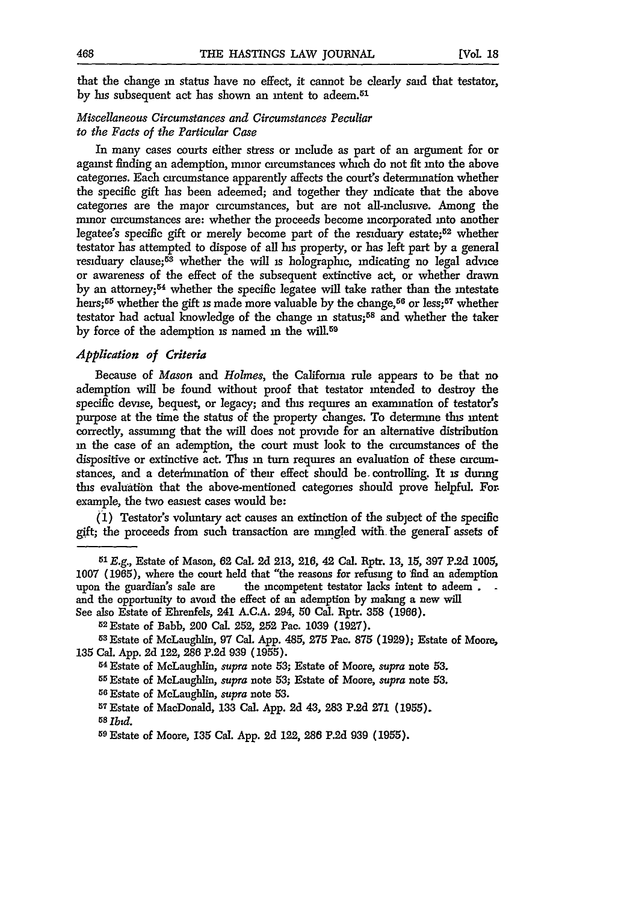that the change in status have no effect, it cannot be clearly said that testator, by his subsequent act has shown an intent to adeem.[51]

### *Miscellaneous Circumstances and Circumstances Peculiar to the Facts of the Particular Case*

In many cases courts either stress or include as part of an argument for or against finding an ademption, minor circumstances which do not fit into the above categories. Each circumstance apparently affects the court's determination whether the specific gift has been adeemed; and together they indicate that the above categories are the major circumstances, but are not all-inclusive. Among the minor circumstances are: whether the proceeds become incorporated into another legatee's specific gift or merely become part of the residuary estate;[52] whether testator has attempted to dispose of all his property, or has left part by a general residuary clause;[53] whether the will is holographic, indicating no legal advice or awareness of the effect of the subsequent extinctive act, or whether drawn by an attorney;[54] whether the specific legatee will take rather than the intestate heirs;[55] whether the gift is made more valuable by the change,[56] or less;[57] whether testator had actual knowledge of the change in status;[58] and whether the taker by force of the ademption is named in the will.[59]

### *Application of Criteria*

Because of *Mason* and *Holmes*, the California rule appears to be that no ademption will be found without proof that testator intended to destroy the specific devise, bequest, or legacy; and this requires an examination of testator's purpose at the time the status of the property changes. To determine this intent correctly, assuming that the will does not provide for an alternative distribution in the case of an ademption, the court must look to the circumstances of the dispositive or extinctive act. This in turn requires an evaluation of these circumstances, and a determination of their effect should be controlling. It is during this evaluation that the above-mentioned categories should prove helpful. For example, the two easiest cases would be:

(1) Testator's voluntary act causes an extinction of the subject of the specific gift; the proceeds from such transaction are mingled with the general assets of

---

[51] *E.g.*, Estate of Mason, 62 Cal. 2d 213, 216, 42 Cal. Rptr. 13, 15, 397 P.2d 1005, 1007 (1965), where the court held that "the reasons for refusing to find an ademption upon the guardian's sale are the incompetent testator lacks intent to adeem . . and the opportunity to avoid the effect of an ademption by making a new will See also Estate of Ehrenfels, 241 A.C.A. 294, 50 Cal. Rptr. 358 (1966).

[52] Estate of Babb, 200 Cal. 252, 252 Pac. 1039 (1927).

[53] Estate of McLaughlin, 97 Cal. App. 485, 275 Pac. 875 (1929); Estate of Moore, 135 Cal. App. 2d 122, 286 P.2d 939 (1955).

[54] Estate of McLaughlin, *supra* note 53; Estate of Moore, *supra* note 53.

[55] Estate of McLaughlin, *supra* note 53; Estate of Moore, *supra* note 53.

[56] Estate of McLaughlin, *supra* note 53.

[57] Estate of MacDonald, 133 Cal. App. 2d 43, 283 P.2d 271 (1955).

[58] *Ibid.*

[59] Estate of Moore, 135 Cal. App. 2d 122, 286 P.2d 939 (1955).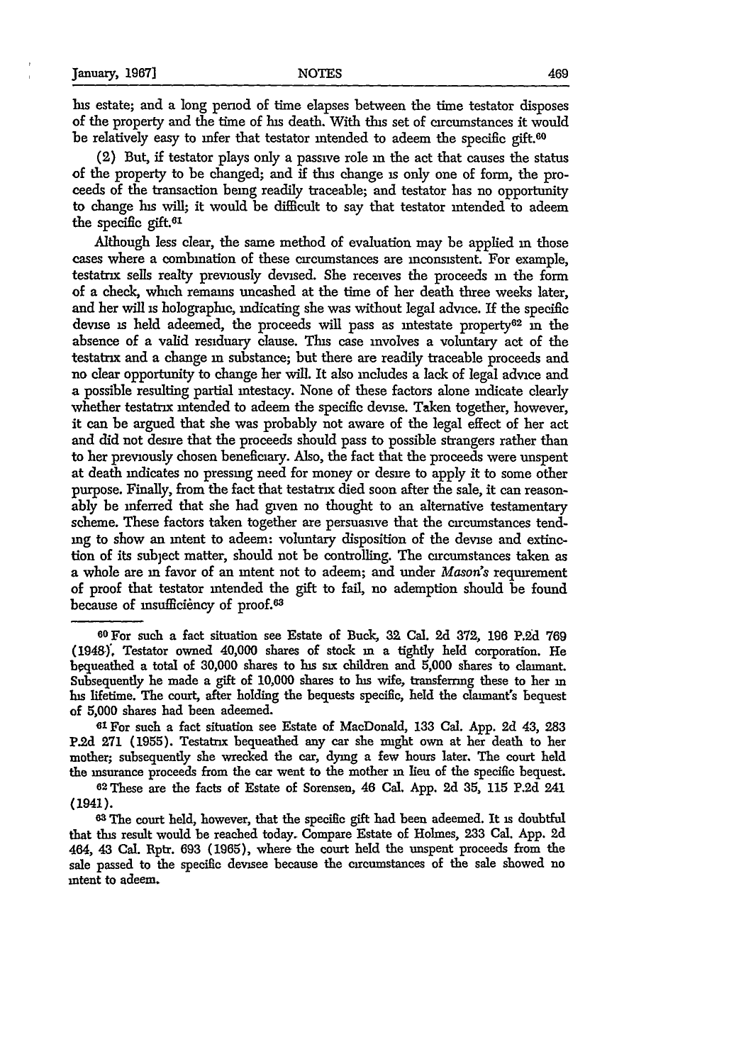his estate; and a long period of time elapses between the time testator disposes of the property and the time of his death. With this set of circumstances it would be relatively easy to infer that testator intended to adeem the specific gift.[60]

(2) But, if testator plays only a passive role in the act that causes the status of the property to be changed; and if this change is only one of form, the proceeds of the transaction being readily traceable; and testator has no opportunity to change his will; it would be difficult to say that testator intended to adeem the specific gift.[61]

Although less clear, the same method of evaluation may be applied in those cases where a combination of these circumstances are inconsistent. For example, testatrix sells realty previously devised. She receives the proceeds in the form of a check, which remains uncashed at the time of her death three weeks later, and her will is holographic, indicating she was without legal advice. If the specific devise is held adeemed, the proceeds will pass as intestate property[62] in the absence of a valid residuary clause. This case involves a voluntary act of the testatrix and a change in substance; but there are readily traceable proceeds and no clear opportunity to change her will. It also includes a lack of legal advice and a possible resulting partial intestacy. None of these factors alone indicate clearly whether testatrix intended to adeem the specific devise. Taken together, however, it can be argued that she was probably not aware of the legal effect of her act and did not desire that the proceeds should pass to possible strangers rather than to her previously chosen beneficiary. Also, the fact that the proceeds were unspent at death indicates no pressing need for money or desire to apply it to some other purpose. Finally, from the fact that testatrix died soon after the sale, it can reasonably be inferred that she had given no thought to an alternative testamentary scheme. These factors taken together are persuasive that the circumstances tending to show an intent to adeem: voluntary disposition of the devise and extinction of its subject matter, should not be controlling. The circumstances taken as a whole are in favor of an intent not to adeem; and under *Mason's* requirement of proof that testator intended the gift to fail, no ademption should be found because of insufficiency of proof.[63]

---

[60] For such a fact situation see Estate of Buck, 32 Cal. 2d 372, 196 P.2d 769 (1948). Testator owned 40,000 shares of stock in a tightly held corporation. He bequeathed a total of 30,000 shares to his six children and 5,000 shares to claimant. Subsequently he made a gift of 10,000 shares to his wife, transferring these to her in his lifetime. The court, after holding the bequests specific, held the claimant's bequest of 5,000 shares had been adeemed.

[61] For such a fact situation see Estate of MacDonald, 133 Cal. App. 2d 43, 283 P.2d 271 (1955). Testatrix bequeathed any car she might own at her death to her mother; subsequently she wrecked the car, dying a few hours later. The court held the insurance proceeds from the car went to the mother in lieu of the specific bequest.

[62] These are the facts of Estate of Sorensen, 46 Cal. App. 2d 35, 115 P.2d 241 (1941).

[63] The court held, however, that the specific gift had been adeemed. It is doubtful that this result would be reached today. Compare Estate of Holmes, 233 Cal. App. 2d 464, 43 Cal. Rptr. 693 (1965), where the court held the unspent proceeds from the sale passed to the specific devisee because the circumstances of the sale showed no intent to adeem.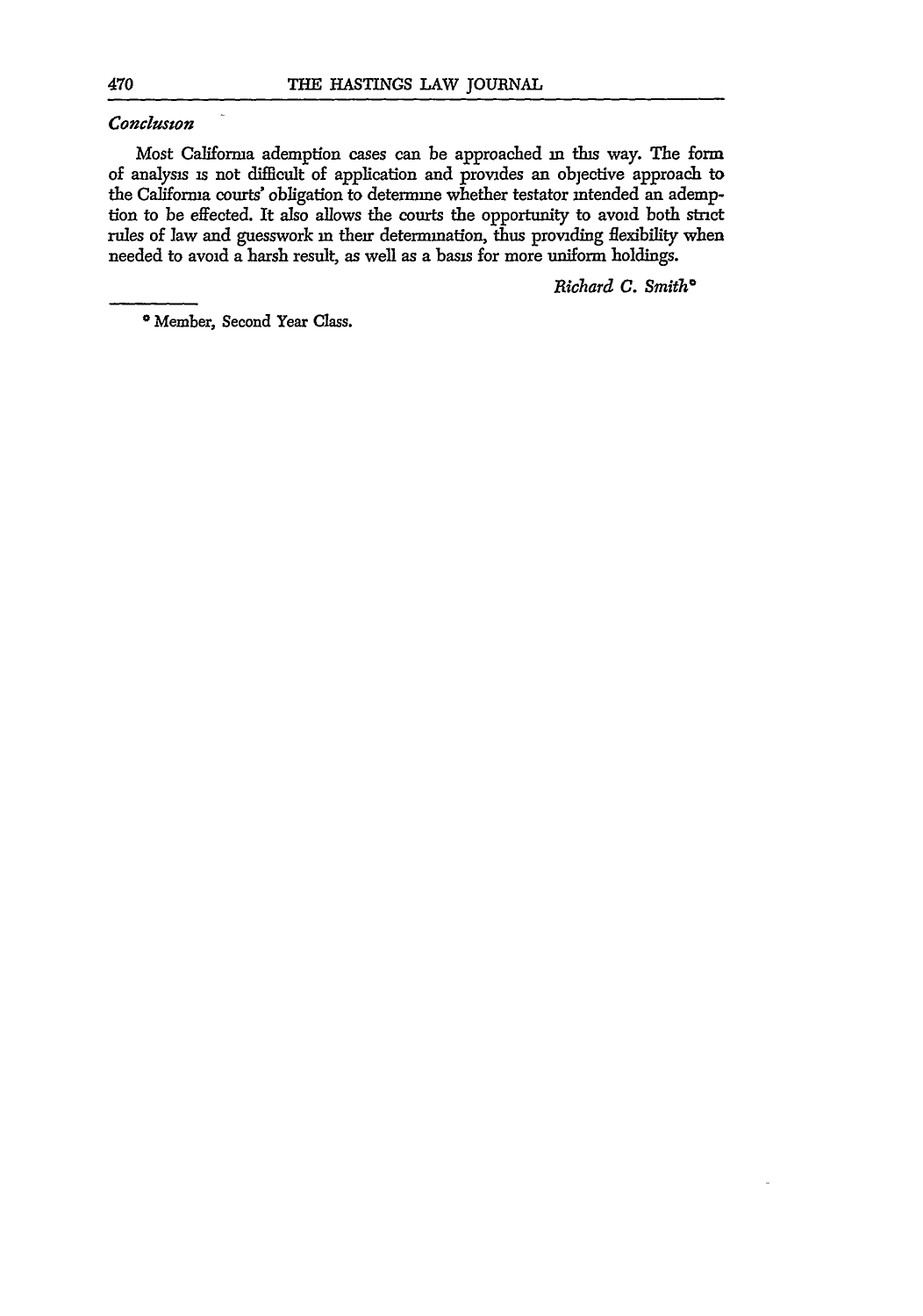*Conclusion*

Most California ademption cases can be approached in this way. The form of analysis is not difficult of application and provides an objective approach to the California courts' obligation to determine whether testator intended an ademption to be effected. It also allows the courts the opportunity to avoid both strict rules of law and guesswork in their determination, thus providing flexibility when needed to avoid a harsh result, as well as a basis for more uniform holdings.

*Richard C. Smith*[*]

---

[*] Member, Second Year Class.